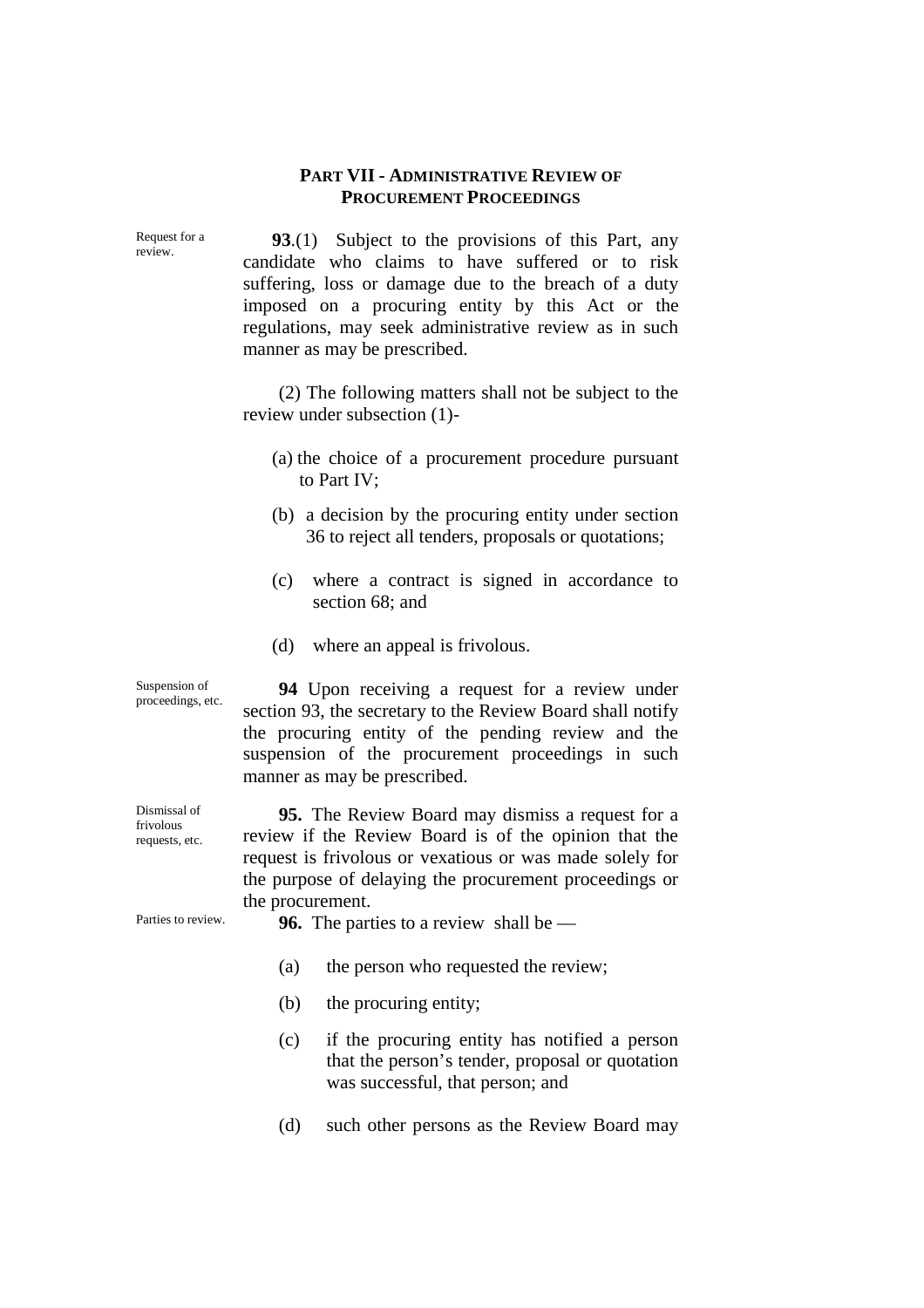## PART VII - ADMINISTRATIVE REVIEW OF PROCUREMENT PROCEEDINGS

Request for a review.

**93**.(1) Subject to the provisions of this Part, any candidate who claims to have suffered or to risk suffering, loss or damage due to the breach of a duty imposed on a procuring entity by this Act or the regulations, may seek administrative review as in such manner as may be prescribed.

(2) The following matters shall not be subject to the review under subsection (1)-

(a) the choice of a procurement procedure pursuant to Part IV;

(b) a decision by the procuring entity under section 36 to reject all tenders, proposals or quotations;

(c) where a contract is signed in accordance to section 68; and

(d) where an appeal is frivolous.

Suspension of proceedings, etc.

**94** Upon receiving a request for a review under section 93, the secretary to the Review Board shall notify the procuring entity of the pending review and the suspension of the procurement proceedings in such manner as may be prescribed.

Dismissal of frivolous requests, etc.

**95.** The Review Board may dismiss a request for a review if the Review Board is of the opinion that the request is frivolous or vexatious or was made solely for the purpose of delaying the procurement proceedings or the procurement.

Parties to review.

**96.** The parties to a review shall be —

(a) the person who requested the review;

(b) the procuring entity;

(c) if the procuring entity has notified a person that the person's tender, proposal or quotation was successful, that person; and

(d) such other persons as the Review Board may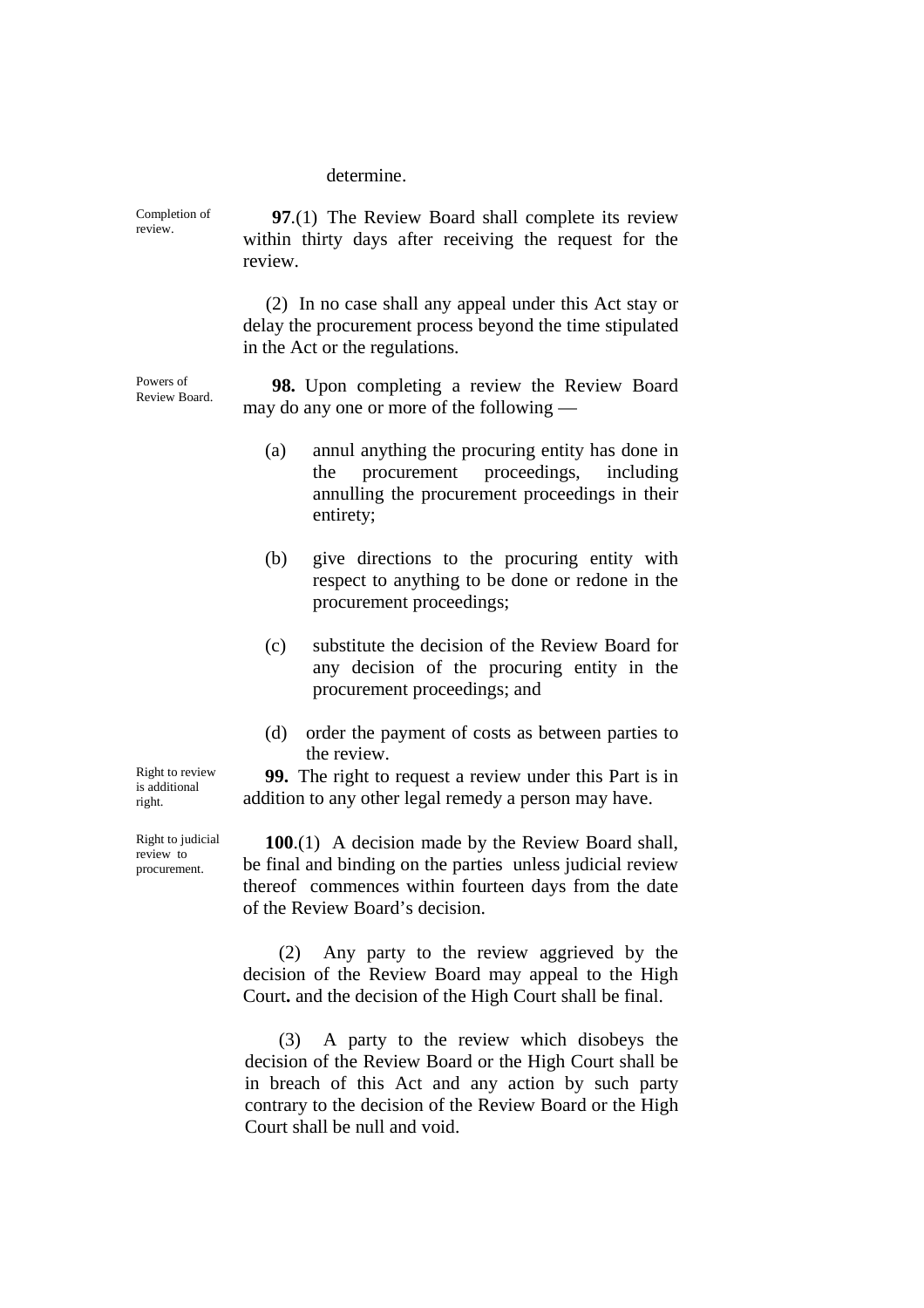determine.

Completion of review.

**97**.(1) The Review Board shall complete its review within thirty days after receiving the request for the review.

(2) In no case shall any appeal under this Act stay or delay the procurement process beyond the time stipulated in the Act or the regulations.

Powers of Review Board.

**98.** Upon completing a review the Review Board may do any one or more of the following —

(a) annul anything the procuring entity has done in the procurement proceedings, including annulling the procurement proceedings in their entirety;

(b) give directions to the procuring entity with respect to anything to be done or redone in the procurement proceedings;

(c) substitute the decision of the Review Board for any decision of the procuring entity in the procurement proceedings; and

(d) order the payment of costs as between parties to the review.

Right to review is additional right.

**99.** The right to request a review under this Part is in addition to any other legal remedy a person may have.

Right to judicial review to procurement.

**100**.(1) A decision made by the Review Board shall, be final and binding on the parties unless judicial review thereof commences within fourteen days from the date of the Review Board's decision.

(2) Any party to the review aggrieved by the decision of the Review Board may appeal to the High Court**.** and the decision of the High Court shall be final.

(3) A party to the review which disobeys the decision of the Review Board or the High Court shall be in breach of this Act and any action by such party contrary to the decision of the Review Board or the High Court shall be null and void.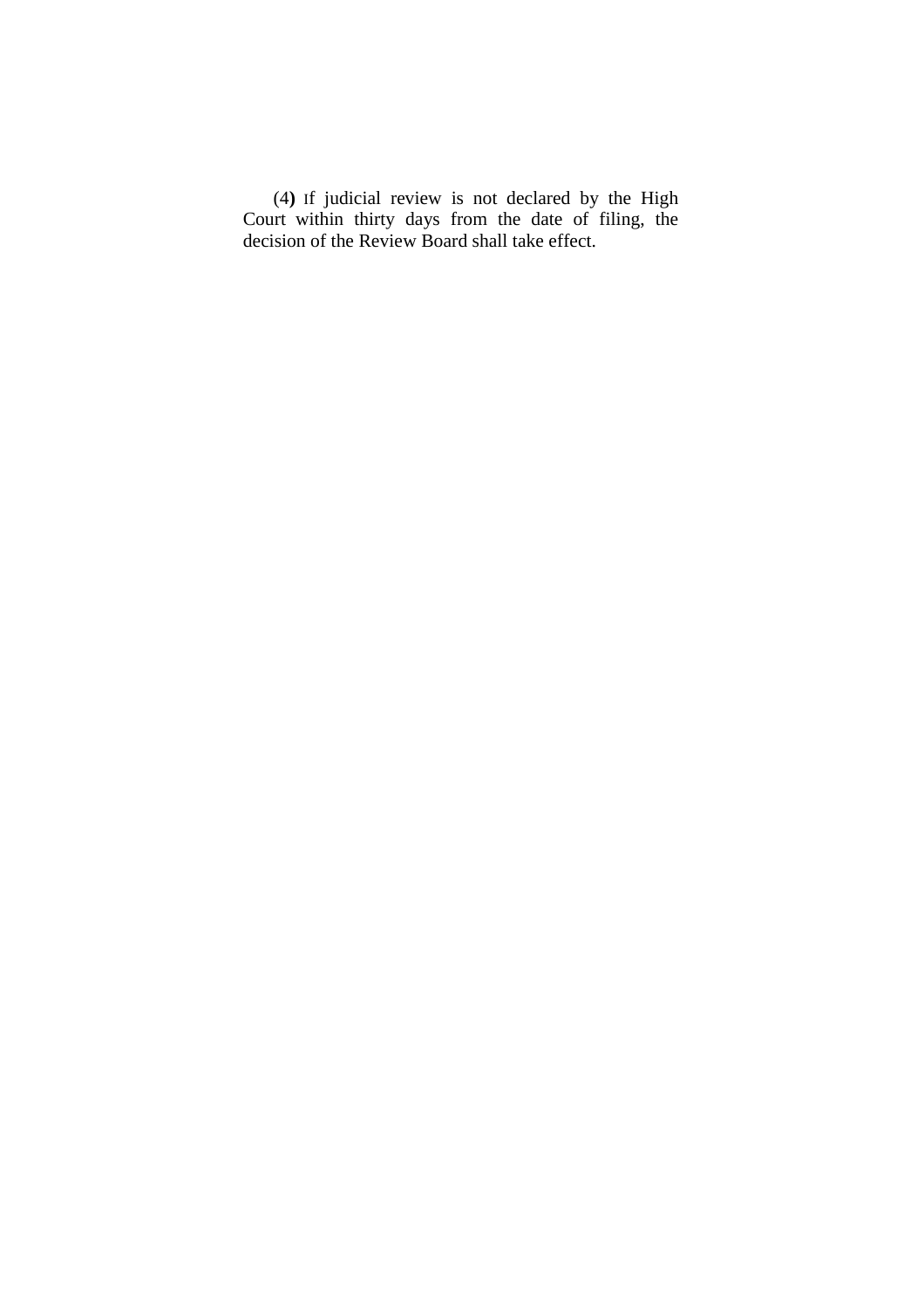(4) If judicial review is not declared by the High Court within thirty days from the date of filing, the decision of the Review Board shall take effect.